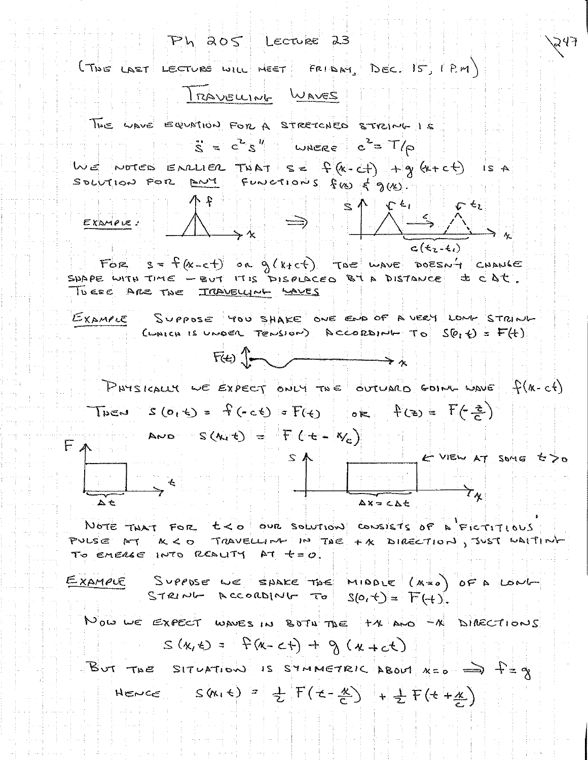# Ph 205 Lecture 23

(The last lecture will meet Friday, Dec. 15, 1 P.M)

## Travelling Waves

The wave equation for a stretched string is

$$\ddot{s} = c^2 s'' \quad \text{where} \quad c^2 = T/\rho$$

We noted earlier that $s = f(x-ct) + g(x+ct)$ is a solution for any functions $f(x)$ & $g(x)$.

Example:

For $s = f(x-ct)$ or $g(x+ct)$ the wave doesn't change shape with time — but it is displaced by a distance $\pm c\Delta t$. These are the travelling waves.

Example: Suppose you shake one end of a very long string (which is under tension) according to $s(0,t) = F(t)$

Physically we expect only the outward going wave $f(x-ct)$

Then $s(0,t) = f(-ct) = F(t)$ or $f(z) = F(-\frac{z}{c})$

and $s(x,t) = F(t - x/c)$

← view at some $t > 0$

$\Delta t$ $\quad\quad$ $\Delta x = c\Delta t$

Note that for $t < 0$ our solution consists of a 'fictitious' pulse at $x < 0$ travelling in the $+x$ direction, just waiting to emerge into reality at $t = 0$.

Example: Suppose we shake the middle ($x=0$) of a long string according to $s(0,t) = F(t)$.

Now we expect waves in both the $+x$ and $-x$ directions

$$s(x,t) = f(x-ct) + g(x+ct)$$

But the situation is symmetric about $x=0 \Rightarrow f = g$

Hence $\quad s(x,t) = \frac{1}{2} F(t - \frac{x}{c}) + \frac{1}{2} F(t + \frac{x}{c})$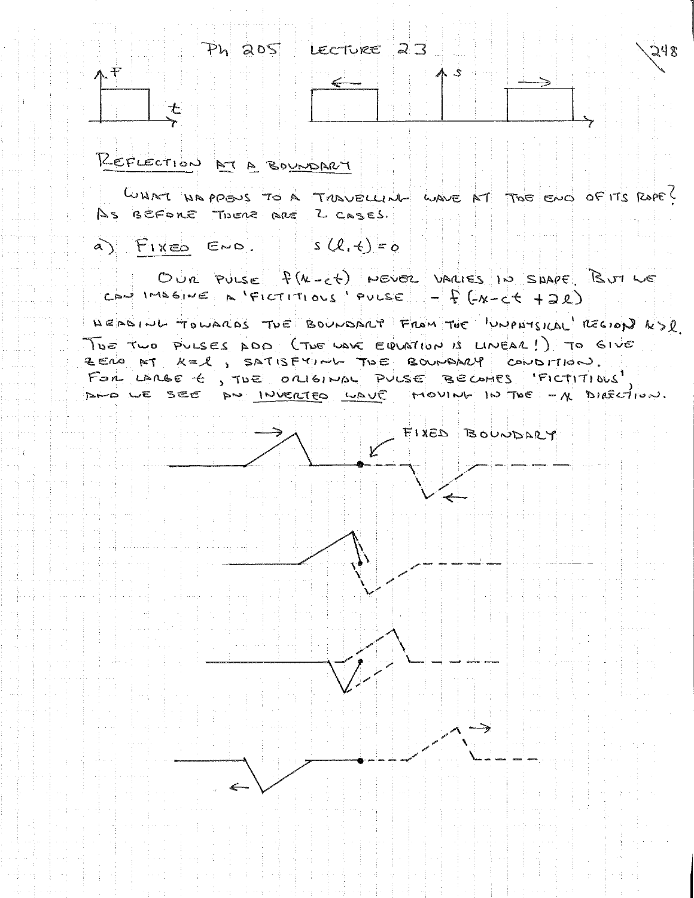## Ph 205 Lecture 23

## Reflection at a Boundary

What happens to a travelling wave at the end of its rope? As before there are 2 cases.

a) Fixed End. $s(\ell, t) = 0$

Our pulse $f(x - ct)$ never varies in shape. But we can imagine a 'fictitious' pulse $-f(-x-ct+2\ell)$ heading towards the boundary from the 'unphysical' region $x > \ell$. The two pulses add (the wave equation is linear!) to give zero at $x = \ell$, satisfying the boundary condition. For large $t$, the original pulse becomes 'fictitious', and we see an inverted wave moving in the $-x$ direction.

FIXED BOUNDARY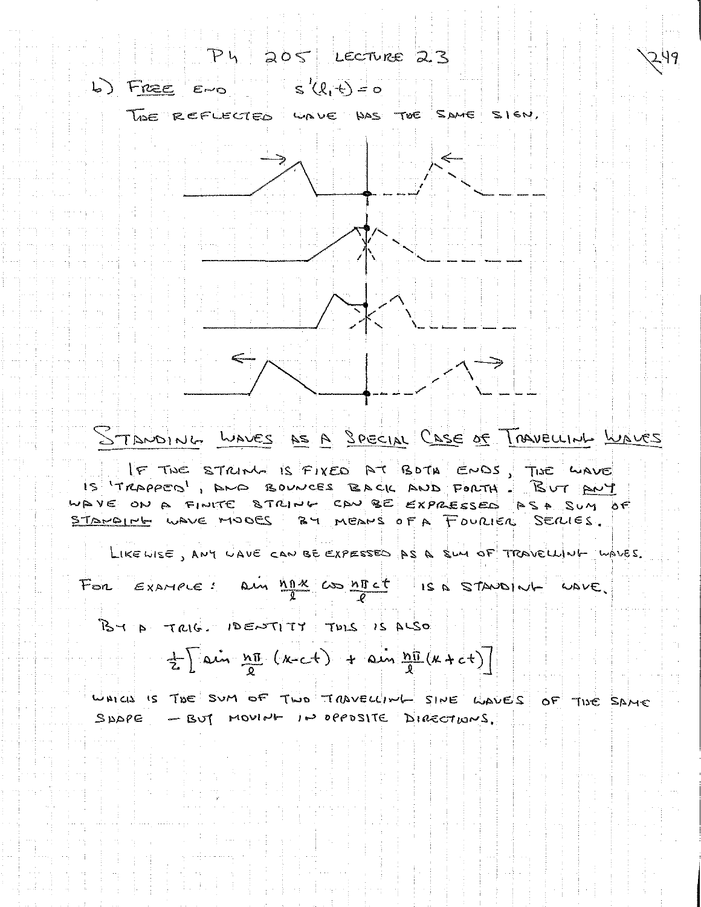b) FREE END $\quad s'(l,t) = 0$

THE REFLECTED WAVE HAS THE SAME SIGN.

## STANDING WAVES AS A SPECIAL CASE OF TRAVELLING WAVES

IF THE STRING IS FIXED AT BOTH ENDS, THE WAVE IS 'TRAPPED', AND BOUNCES BACK AND FORTH. BUT ANY WAVE ON A FINITE STRING CAN BE EXPRESSED AS A SUM OF STANDING WAVE MODES BY MEANS OF A FOURIER SERIES.

LIKEWISE, ANY WAVE CAN BE EXPESSED AS A SUM OF TRAVELLING WAVES.

FOR EXAMPLE: $\sin \frac{n\pi x}{l} \cos \frac{n\pi c t}{l}$ IS A STANDING WAVE.

BY A TRIG. IDENTITY THIS IS ALSO

$$\frac{1}{2}\left[\sin \frac{n\pi}{l}(x-ct) + \sin \frac{n\pi}{l}(x+ct)\right]$$

WHICH IS THE SUM OF TWO TRAVELLING SINE WAVES OF THE SAME SHAPE — BUT MOVING IN OPPOSITE DIRECTIONS.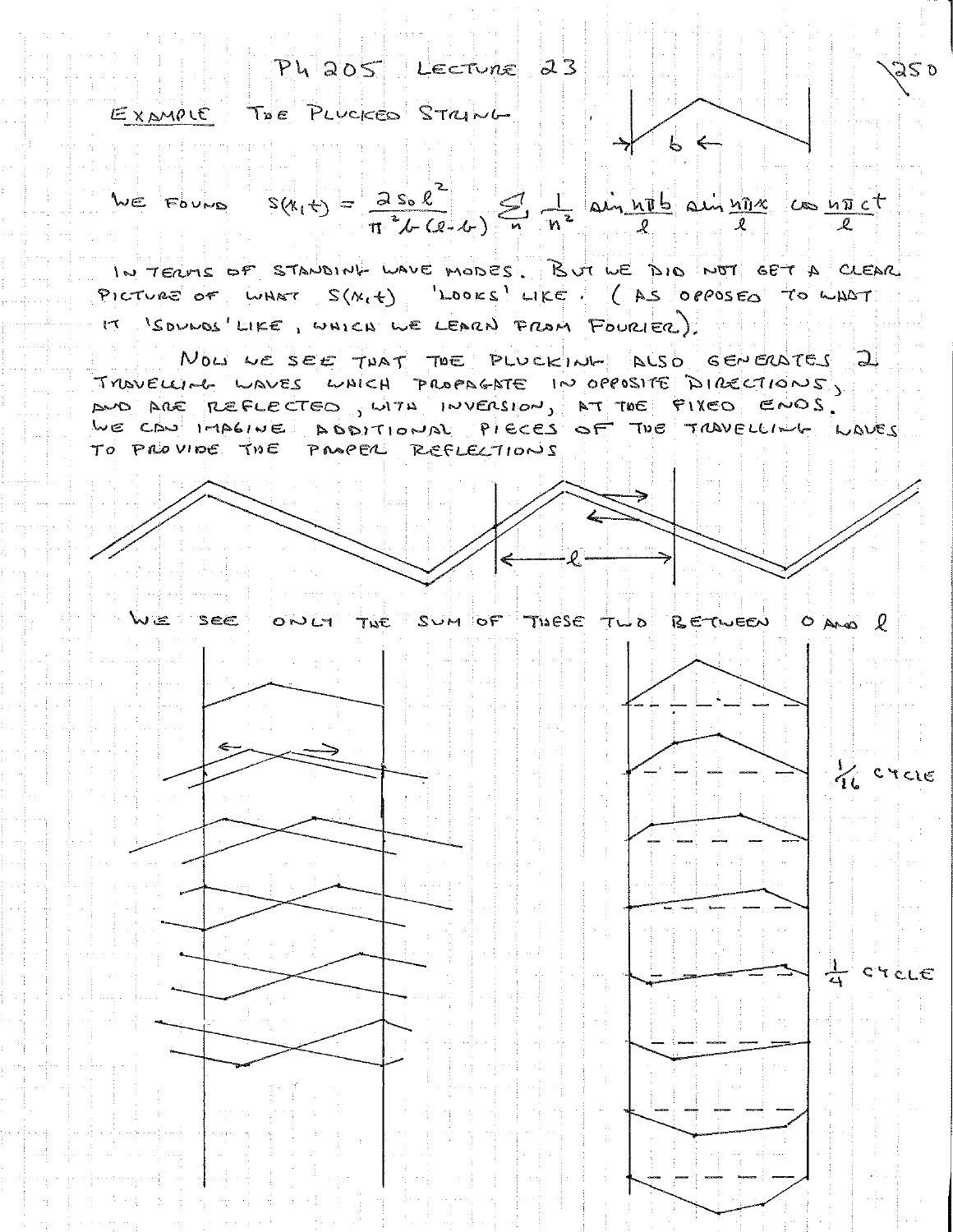# Ph 205 Lecture 23

**EXAMPLE** THE PLUCKED STRING

$b \leftarrow$

WE FOUND $$S(x,t) = \frac{2 s_0 \ell^2}{\pi^2 b(\ell - b)} \sum_n \frac{1}{n^2} \sin\frac{n\pi b}{\ell} \sin\frac{n\pi x}{\ell} \cos\frac{n\pi c t}{\ell}$$

IN TERMS OF STANDING WAVE MODES. BUT WE DID NOT GET A CLEAR PICTURE OF WHAT $S(x,t)$ 'LOOKS' LIKE. (AS OPPOSED TO WHAT IT 'SOUNDS' LIKE, WHICH WE LEARN FROM FOURIER).

NOW WE SEE THAT THE PLUCKING ALSO GENERATES 2 TRAVELLING WAVES WHICH PROPAGATE IN OPPOSITE DIRECTIONS, AND ARE REFLECTED, WITH INVERSION, AT THE FIXED ENDS. WE CAN IMAGINE ADDITIONAL PIECES OF THE TRAVELLING WAVES TO PROVIDE THE PROPER REFLECTIONS

$\longleftarrow \ell \longrightarrow$

WE SEE ONLY THE SUM OF THESE TWO BETWEEN 0 AND $\ell$

$\frac{1}{16}$ CYCLE

$\frac{1}{4}$ CYCLE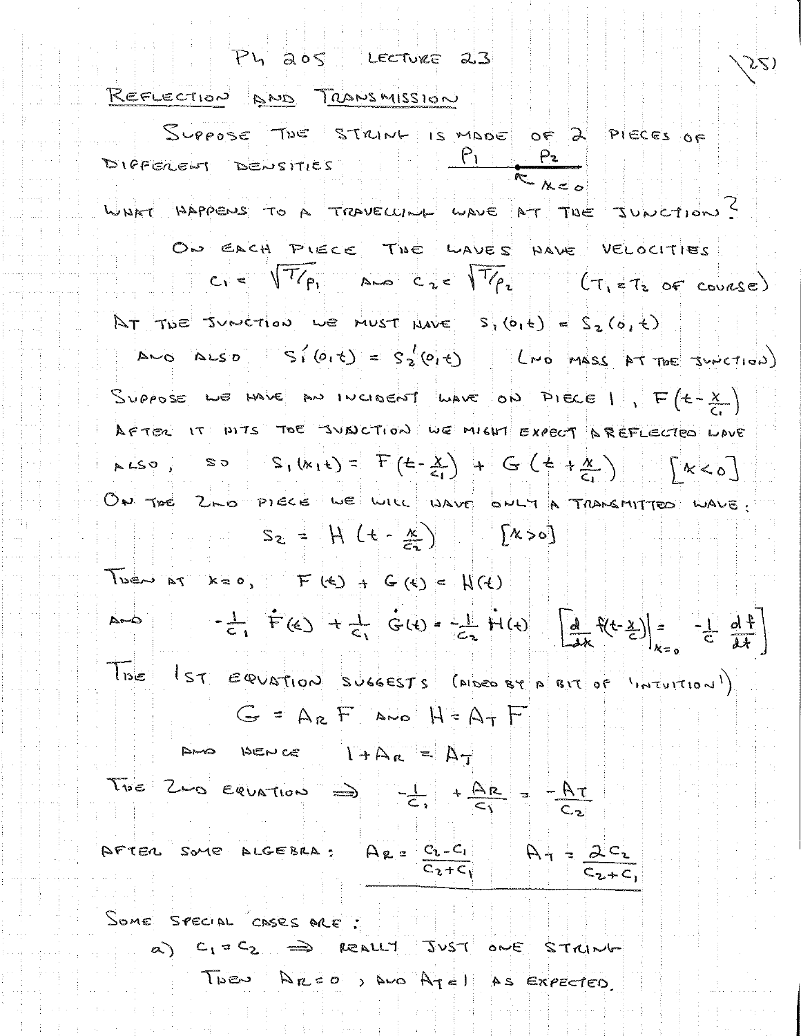# Ph 205 LECTURE 23

## REFLECTION AND TRANSMISSION

SUPPOSE THE STRING IS MADE OF 2 PIECES OF DIFFERENT DENSITIES $\rho_1$ $\rho_2$ (junction at $x = 0$)

WHAT HAPPENS TO A TRAVELLING WAVE AT THE JUNCTION?

ON EACH PIECE THE WAVES HAVE VELOCITIES

$$c_1 = \sqrt{T/\rho_1} \quad \text{AND} \quad c_2 = \sqrt{T/\rho_2} \qquad (T_1 = T_2 \text{ OF COURSE})$$

AT THE JUNCTION WE MUST HAVE $S_1(0,t) = S_2(0,t)$

AND ALSO $S_1'(0,t) = S_2'(0,t)$ (NO MASS AT THE JUNCTION)

SUPPOSE WE HAVE AN INCIDENT WAVE ON PIECE 1, $F\left(t - \frac{x}{c_1}\right)$

AFTER IT HITS THE JUNCTION WE MIGHT EXPECT A REFLECTED WAVE ALSO, SO

$$S_1(x,t) = F\left(t - \frac{x}{c_1}\right) + G\left(t + \frac{x}{c_1}\right) \qquad [x < 0]$$

ON THE 2ND PIECE WE WILL HAVE ONLY A TRANSMITTED WAVE:

$$S_2 = H\left(t - \frac{x}{c_2}\right) \qquad [x > 0]$$

THEN AT $x = 0$, $F(t) + G(t) = H(t)$

AND $-\frac{1}{c_1}\dot{F}(t) + \frac{1}{c_1}\dot{G}(t) = -\frac{1}{c_2}\dot{H}(t)$ $\left[\frac{d}{dx} f\left(t - \frac{x}{c}\right)\Big|_{x=0} = -\frac{1}{c}\frac{df}{dt}\right]$

THE 1ST EQUATION SUGGESTS (AIDED BY A BIT OF 'INTUITION')

$$G = A_R F \quad \text{AND} \quad H = A_T F$$

AND HENCE $1 + A_R = A_T$

THE 2ND EQUATION $\Rightarrow$ $-\frac{1}{c_1} + \frac{A_R}{c_1} = -\frac{A_T}{c_2}$

AFTER SOME ALGEBRA: $A_R = \frac{c_2 - c_1}{c_2 + c_1}$ $\qquad A_T = \frac{2c_2}{c_2 + c_1}$

SOME SPECIAL CASES ARE:

a) $c_1 = c_2 \Rightarrow$ REALLY JUST ONE STRING

THEN $A_R = 0$, AND $A_T = 1$ AS EXPECTED.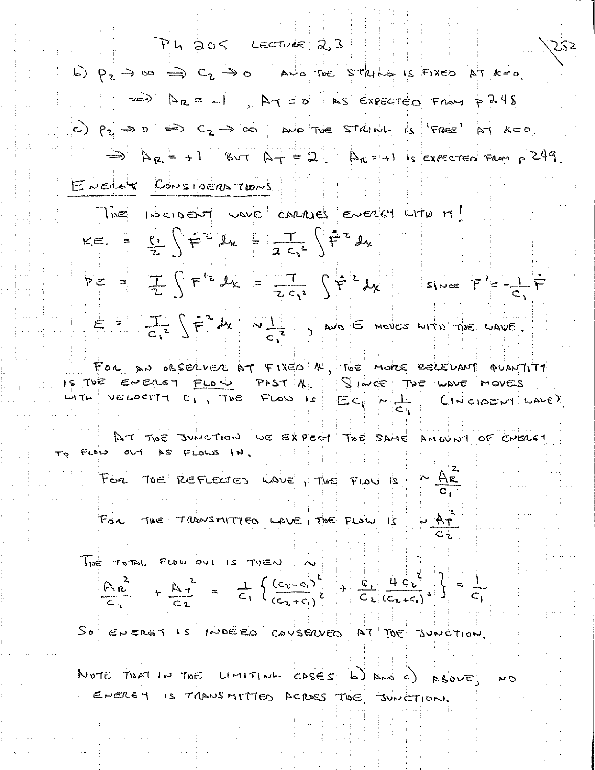b) $\rho_2 \to \infty \Rightarrow c_2 \to 0$ AND THE STRING IS FIXED AT $x=0$.

$\Rightarrow A_R = -1$, $A_T = 0$ AS EXPECTED FROM p 248

c) $\rho_2 \to 0 \Rightarrow c_2 \to \infty$ AND THE STRING IS 'FREE' AT $x=0$.

$\Rightarrow A_R = +1$ BUT $A_T = 2$. $A_R = +1$ IS EXPECTED FROM p 249.

## ENERGY CONSIDERATIONS

THE INCIDENT WAVE CARRIES ENERGY WITH IT!

$$K.E. = \frac{\rho_1}{2}\int \dot{F}^2 \, dx = \frac{T}{2c_1^2}\int \dot{F}^2 \, dx$$

$$PE = \frac{T}{2}\int F'^2 \, dx = \frac{T}{2c_1^2}\int \dot{F}^2 \, dx \qquad \text{SINCE } F' = -\frac{1}{c_1}\dot{F}$$

$$E = \frac{T}{c_1^2}\int \dot{F}^2 \, dx \sim \frac{1}{c_1^2}$$, AND $E$ MOVES WITH THE WAVE.

FOR AN OBSERVER AT FIXED $x$, THE MORE RELEVANT QUANTITY IS THE ENERGY FLOW PAST $x$. SINCE THE WAVE MOVES WITH VELOCITY $c_1$, THE FLOW IS $Ec_1 \sim \frac{1}{c_1}$ (INCIDENT WAVE).

AT THE JUNCTION WE EXPECT THE SAME AMOUNT OF ENERGY TO FLOW OUT AS FLOWS IN.

FOR THE REFLECTED WAVE, THE FLOW IS $\sim \frac{A_R^2}{c_1}$

FOR THE TRANSMITTED WAVE, THE FLOW IS $\sim \frac{A_T^2}{c_2}$

THE TOTAL FLOW OUT IS THEN $\sim$

$$\frac{A_R^2}{c_1} + \frac{A_T^2}{c_2} = \frac{1}{c_1}\left\{ \frac{(c_2-c_1)^2}{(c_2+c_1)^2} + \frac{c_1}{c_2}\frac{4c_2^2}{(c_2+c_1)^2} \right\} = \frac{1}{c_1}$$

SO ENERGY IS INDEED CONSERVED AT THE JUNCTION.

NOTE THAT IN THE LIMITING CASES b) AND c) ABOVE, NO ENERGY IS TRANSMITTED ACROSS THE JUNCTION.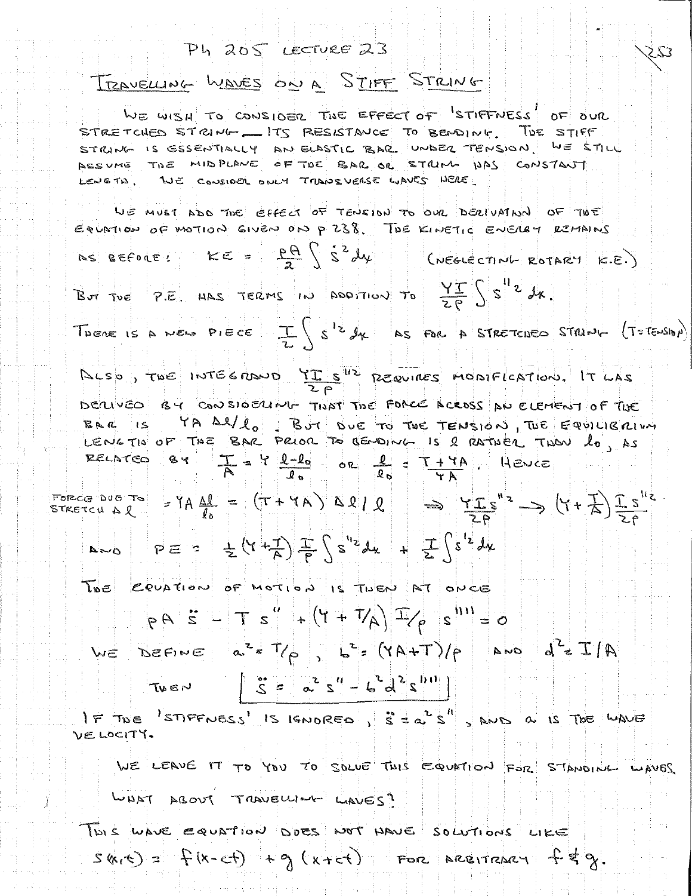# Ph 205 Lecture 23

## Travelling Waves on a Stiff String

We wish to consider the effect of 'stiffness' of our stretched string — its resistance to bending. The stiff string is essentially an elastic bar under tension. We still assume the midplane of the bar or string has constant length. We consider only transverse waves here.

We must add the effect of tension to our derivation of the equation of motion given on p 238. The kinetic energy remains as before:

$$KE = \frac{\rho A}{2}\int \dot{s}^2 dx \quad \text{(neglecting rotary K.E.)}$$

But the P.E. has terms in addition to $\frac{YI}{2\rho}\int s''^2 dx$.

There is a new piece $\frac{T}{2}\int s'^2 dx$ as for a stretched string ($T$ = tension)

Also, the integrand $\frac{YI}{2\rho}s''^2$ requires modification. It was derived by considering that the force across an element of the bar is $YA\,\Delta l/l_0$. But due to the tension, the equilibrium length of the bar prior to bending is $l$ rather than $l_0$, as related by $\frac{T}{A} = Y\frac{l-l_0}{l_0}$ or $\frac{l}{l_0} = \frac{T+YA}{YA}$. Hence

Force due to stretch $\Delta l$ $= YA\frac{\Delta l}{l_0} = (T+YA)\,\Delta l/l \;\Rightarrow\; \frac{YI}{2\rho}s''^2 \rightarrow \left(Y+\frac{T}{A}\right)\frac{I}{2\rho}s''^2$

and $$PE = \frac{1}{2}\left(Y+\frac{T}{A}\right)\frac{I}{\rho}\int s''^2 dx + \frac{T}{2}\int s'^2 dx$$

The equation of motion is then at once

$$\rho A\,\ddot{s} - T s'' + \left(Y + T/A\right) I/\rho \; s'''' = 0$$

We define $a^2 = T/\rho$, $b^2 = (YA+T)/\rho$ and $d^2 = I/A$

Then $$\boxed{\ddot{s} = a^2 s'' - b^2 d^2 s''''}$$

If the 'stiffness' is ignored, $\ddot{s} = a^2 s''$, and $a$ is the wave velocity.

We leave it to you to solve this equation for standing waves.

What about travelling waves?

This wave equation does not have solutions like

$s(x,t) = f(x-ct) + g(x+ct)$ for arbitrary $f$ & $g$.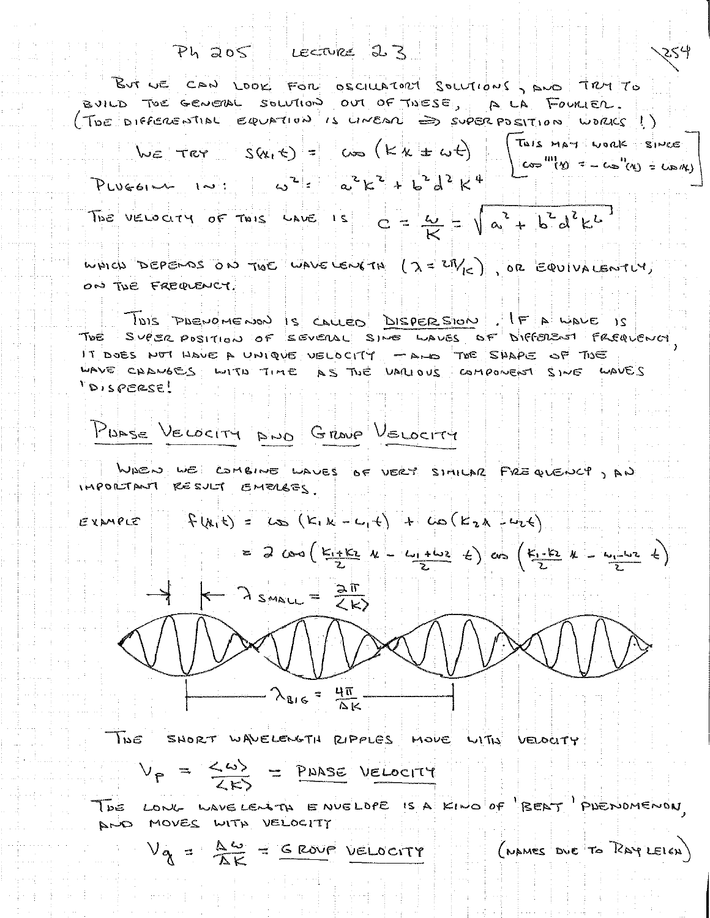BUT WE CAN LOOK FOR OSCILLATORY SOLUTIONS, AND TRY TO BUILD THE GENERAL SOLUTION OUT OF THESE, A LA FOURIER. (THE DIFFERENTIAL EQUATION IS LINEAR $\Rightarrow$ SUPERPOSITION WORKS!)

WE TRY $S(x,t) = \cos(kx \pm \omega t)$ [THIS MAY WORK SINCE $\cos''''(x) = -\cos''(x) = \cos(x)$]

PLUGGING IN: $\omega^2 = a^2 k^2 + b^2 d^2 k^4$

THE VELOCITY OF THIS WAVE IS $c = \frac{\omega}{k} = \sqrt{a^2 + b^2 d^2 k^2}$

WHICH DEPENDS ON THE WAVELENGTH ($\lambda = 2\pi/k$), OR EQUIVALENTLY, ON THE FREQUENCY.

THIS PHENOMENON IS CALLED <u>DISPERSION</u>. IF A WAVE IS THE SUPERPOSITION OF SEVERAL SINE WAVES OF DIFFERENT FREQUENCY, IT DOES NOT HAVE A UNIQUE VELOCITY — AND THE SHAPE OF THE WAVE CHANGES WITH TIME AS THE VARIOUS COMPONENT SINE WAVES 'DISPERSE'!

## PHASE VELOCITY AND GROUP VELOCITY

WHEN WE COMBINE WAVES OF VERY SIMILAR FREQUENCY, AN IMPORTANT RESULT EMERGES.

EXAMPLE

$$f(x,t) = \cos(k_1 x - \omega_1 t) + \cos(k_2 x - \omega_2 t)$$

$$= 2\cos\left(\frac{k_1+k_2}{2}x - \frac{\omega_1+\omega_2}{2}t\right)\cos\left(\frac{k_1-k_2}{2}x - \frac{\omega_1-\omega_2}{2}t\right)$$

$\lambda_{SMALL} = \frac{2\pi}{\langle k \rangle}$

$\lambda_{BIG} = \frac{4\pi}{\Delta k}$

THE SHORT WAVELENGTH RIPPLES MOVE WITH VELOCITY

$$V_p = \frac{\langle \omega \rangle}{\langle k \rangle} = \text{PHASE VELOCITY}$$

THE LONG WAVELENGTH ENVELOPE IS A KIND OF 'BEAT' PHENOMENON, AND MOVES WITH VELOCITY

$$V_g = \frac{\Delta \omega}{\Delta k} = \text{GROUP VELOCITY}$$

(NAMES DUE TO RAYLEIGH)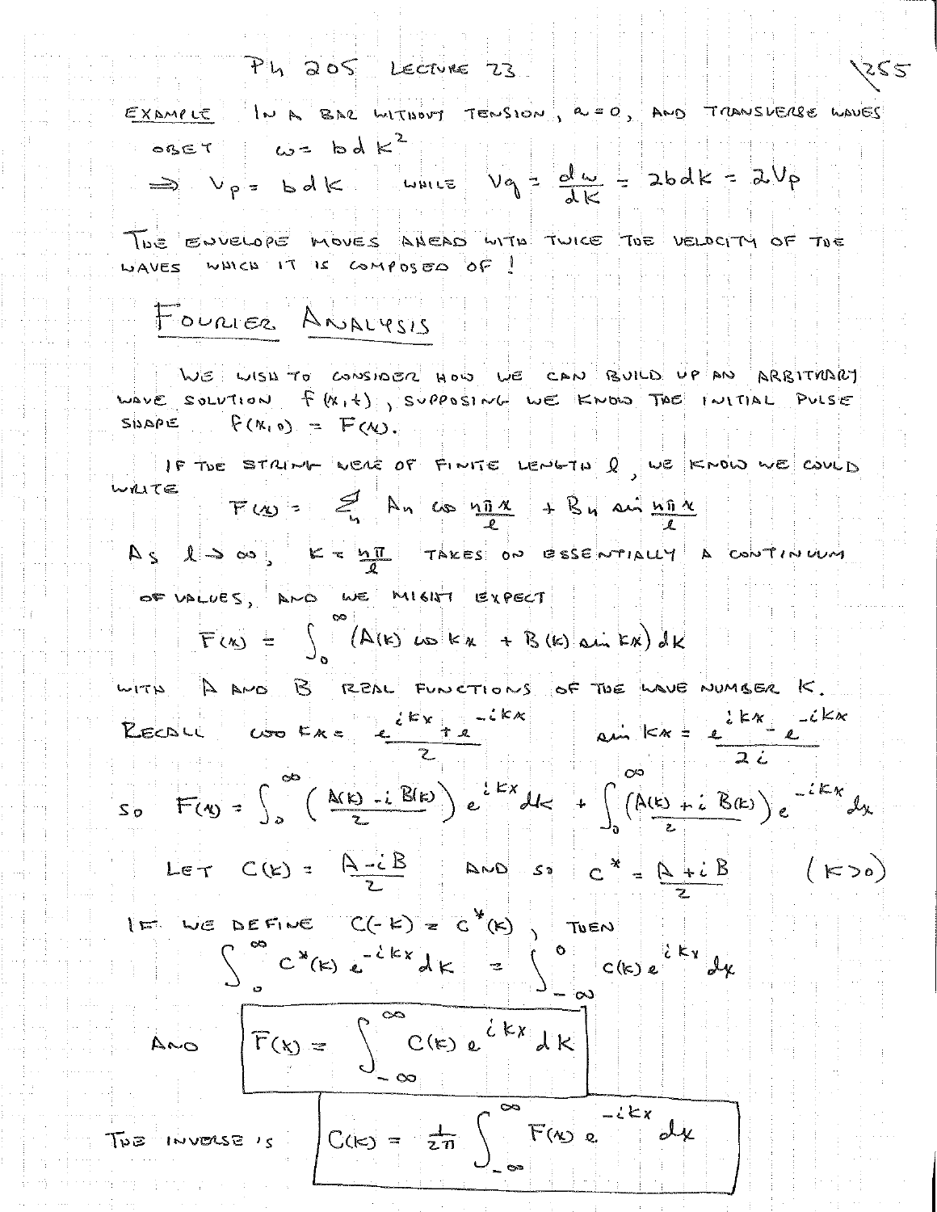EXAMPLE IN A BAR WITHOUT TENSION, $a = 0$, AND TRANSVERSE WAVES OBEY $\omega = b d k^2$

$$\Rightarrow \quad V_p = b d k \quad \text{WHILE} \quad V_g = \frac{d\omega}{dk} = 2bdk = 2V_p$$

THE ENVELOPE MOVES AHEAD WITH TWICE THE VELOCITY OF THE WAVES WHICH IT IS COMPOSED OF!

# FOURIER ANALYSIS

WE WISH TO CONSIDER HOW WE CAN BUILD UP AN ARBITRARY WAVE SOLUTION $f(x,t)$, SUPPOSING WE KNOW THE INITIAL PULSE SHAPE $f(x,0) = F(x)$.

IF THE STRING WERE OF FINITE LENGTH $l$, WE KNOW WE COULD WRITE

$$F(x) = \sum_n A_n \cos\frac{n\pi x}{l} + B_n \sin\frac{n\pi x}{l}$$

AS $l \to \infty$, $k = \frac{n\pi}{l}$ TAKES ON ESSENTIALLY A CONTINUUM OF VALUES, AND WE MIGHT EXPECT

$$F(x) = \int_0^\infty \left(A(k)\cos kx + B(k)\sin kx\right) dk$$

WITH $A$ AND $B$ REAL FUNCTIONS OF THE WAVE NUMBER $k$.

RECALL $\cos kx = \dfrac{e^{ikx} + e^{-ikx}}{2}$ $\qquad \sin kx = \dfrac{e^{ikx} - e^{-ikx}}{2i}$

$$\text{SO} \quad F(x) = \int_0^\infty \left(\frac{A(k) - i B(k)}{2}\right) e^{ikx} dk + \int_0^\infty \left(\frac{A(k) + iB(k)}{2}\right) e^{-ikx} dx$$

LET $C(k) = \dfrac{A - iB}{2}$ AND SO $C^* = \dfrac{A + iB}{2}$ $\qquad (k > 0)$

IF WE DEFINE $C(-k) = C^*(k)$, THEN

$$\int_0^\infty C^*(k) e^{-ikx} dk = \int_{-\infty}^0 C(k) e^{ikx} dx$$

AND

$$\boxed{F(x) = \int_{-\infty}^\infty C(k) e^{ikx} dk}$$

THE INVERSE IS

$$\boxed{C(k) = \frac{1}{2\pi} \int_{-\infty}^\infty F(x) e^{-ikx} dx}$$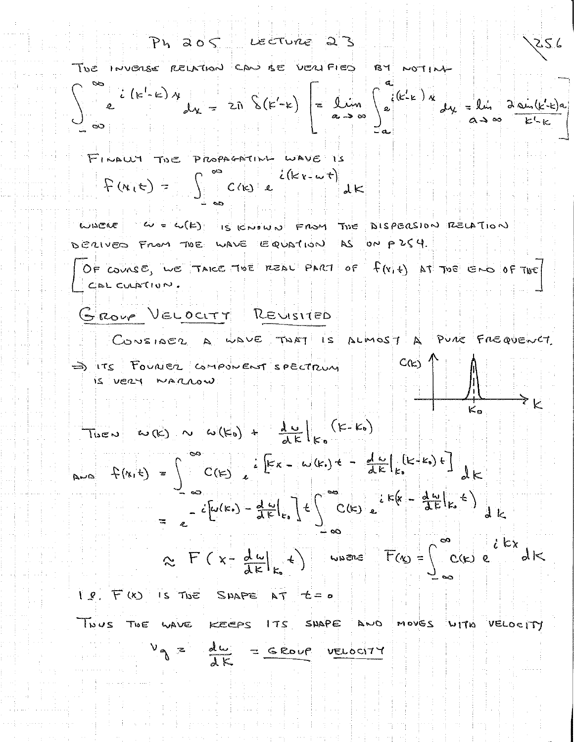THE INVERSE RELATION CAN BE VERIFIED BY NOTING

$$\int_{-\infty}^{\infty} e^{i(k'-k)x}\, dx = 2\pi\, \delta(k'-k) \quad \left[ = \lim_{a\to\infty} \int_{-a}^{a} e^{i(k'-k)x}\, dx = \lim_{a\to\infty} \frac{2\sin(k'-k)a}{k'-k} \right]$$

FINALLY THE PROPAGATING WAVE IS

$$f(x,t) = \int_{-\infty}^{\infty} C(k)\, e^{i(kx-\omega t)}\, dk$$

WHERE $\omega = \omega(k)$ IS KNOWN FROM THE DISPERSION RELATION DERIVED FROM THE WAVE EQUATION AS ON P 254.

[OF COURSE, WE TAKE THE REAL PART OF $f(x,t)$ AT THE END OF THE CALCULATION.]

## GROUP VELOCITY REVISITED

CONSIDER A WAVE THAT IS ALMOST A PURE FREQUENCY.

$\Rightarrow$ ITS FOURIER COMPONENT SPECTRUM IS VERY NARROW

THEN $\omega(k) \sim \omega(k_0) + \left.\frac{d\omega}{dk}\right|_{k_0} (k-k_0)$

AND
$$f(x,t) = \int_{-\infty}^{\infty} C(k)\, e^{i\left[kx - \omega(k_0)t - \left.\frac{d\omega}{dk}\right|_{k_0}(k-k_0)t\right]} dk$$

$$= e^{-i\left[\omega(k_0) - \left.\frac{d\omega}{dk}\right|_{k_0}\right]t} \int_{-\infty}^{\infty} C(k)\, e^{ik\left(x - \left.\frac{d\omega}{dk}\right|_{k_0} t\right)} dk$$

$$\approx F\left(x - \left.\frac{d\omega}{dk}\right|_{k_0} t\right) \quad \text{WHERE} \quad F(x) = \int_{-\infty}^{\infty} C(k)\, e^{ikx}\, dk$$

I.E. $F(x)$ IS THE SHAPE AT $t=0$

THUS THE WAVE KEEPS ITS SHAPE AND MOVES WITH VELOCITY

$$v_g = \frac{d\omega}{dk} = \underline{\text{GROUP VELOCITY}}$$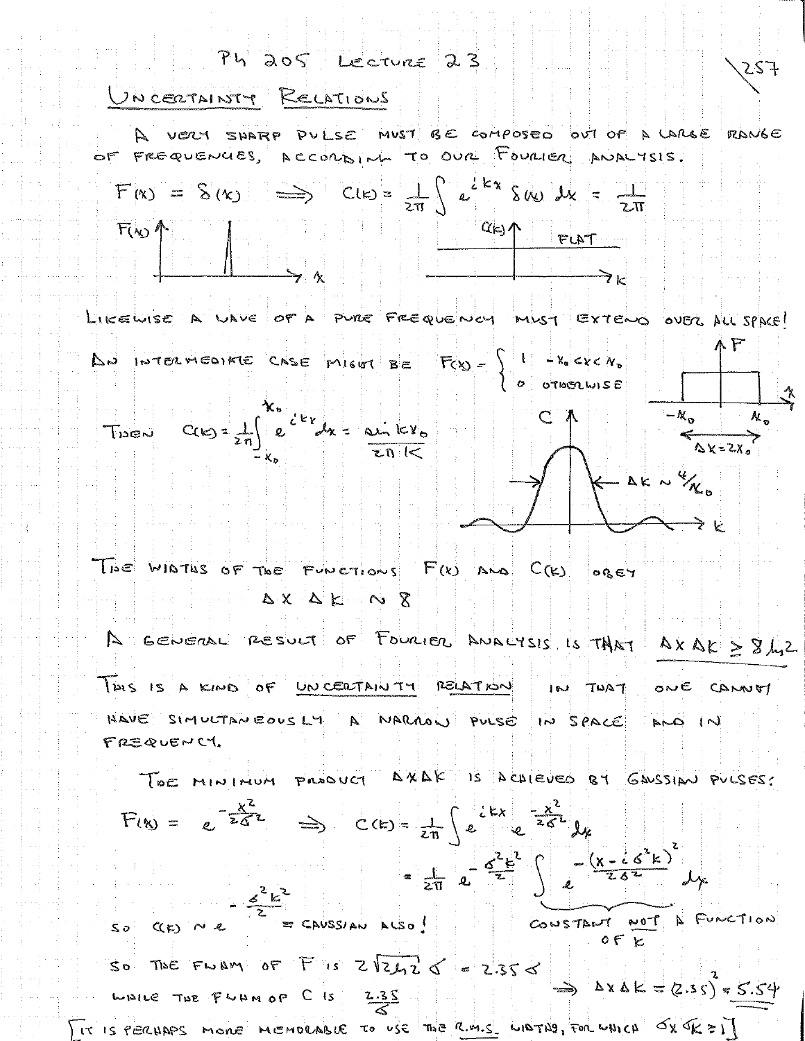# Ph 205 Lecture 23

## Uncertainty Relations

A very sharp pulse must be composed out of a large range of frequencies, according to our Fourier analysis.

$$F(x) = \delta(x) \implies C(k) = \frac{1}{2\pi}\int e^{ikx}\,\delta(x)\,dx = \frac{1}{2\pi}$$

$F(x)$ — sharp spike; $C(k)$ — FLAT

Likewise a wave of a pure frequency must extend over all space!

An intermediate case might be

$$F(x) = \begin{cases} 1 & -x_0 < x < x_0 \\ 0 & \text{otherwise} \end{cases}$$

$\Delta x = 2x_0$

Then

$$C(k) = \frac{1}{2\pi}\int_{-x_0}^{x_0} e^{ikx}\,dx = \frac{\sin kx_0}{2\pi k}$$

$\Delta k \sim 4/x_0$

The widths of the functions $F(x)$ and $C(k)$ obey

$$\Delta x\, \Delta k \sim 8$$

A general result of Fourier analysis is that $\Delta x\,\Delta k \geq 8 \ln 2$

This is a kind of uncertainty relation in that one cannot have simultaneously a narrow pulse in space and in frequency.

The minimum product $\Delta x \Delta k$ is achieved by Gaussian pulses:

$$F(x) = e^{-\frac{x^2}{2\sigma^2}} \implies C(k) = \frac{1}{2\pi}\int e^{ikx}\, e^{-\frac{x^2}{2\sigma^2}}\,dx$$

$$= \frac{1}{2\pi}\, e^{-\frac{\sigma^2 k^2}{2}} \underbrace{\int e^{-\frac{(x - i\sigma^2 k)^2}{2\sigma^2}}\,dx}_{\text{constant not a function of } k}$$

So $C(k) \sim e^{-\frac{\sigma^2 k^2}{2}}$ = Gaussian also!

So the FWHM of $F$ is $2\sqrt{2\ln 2}\,\sigma = 2.35\sigma$

while the FWHM of $C$ is $\frac{2.35}{\sigma}$ $\implies \Delta x \Delta k = (2.35)^2 = 5.54$

[It is perhaps more memorable to use the r.m.s. widths, for which $\sigma_x \sigma_k \geq 1$]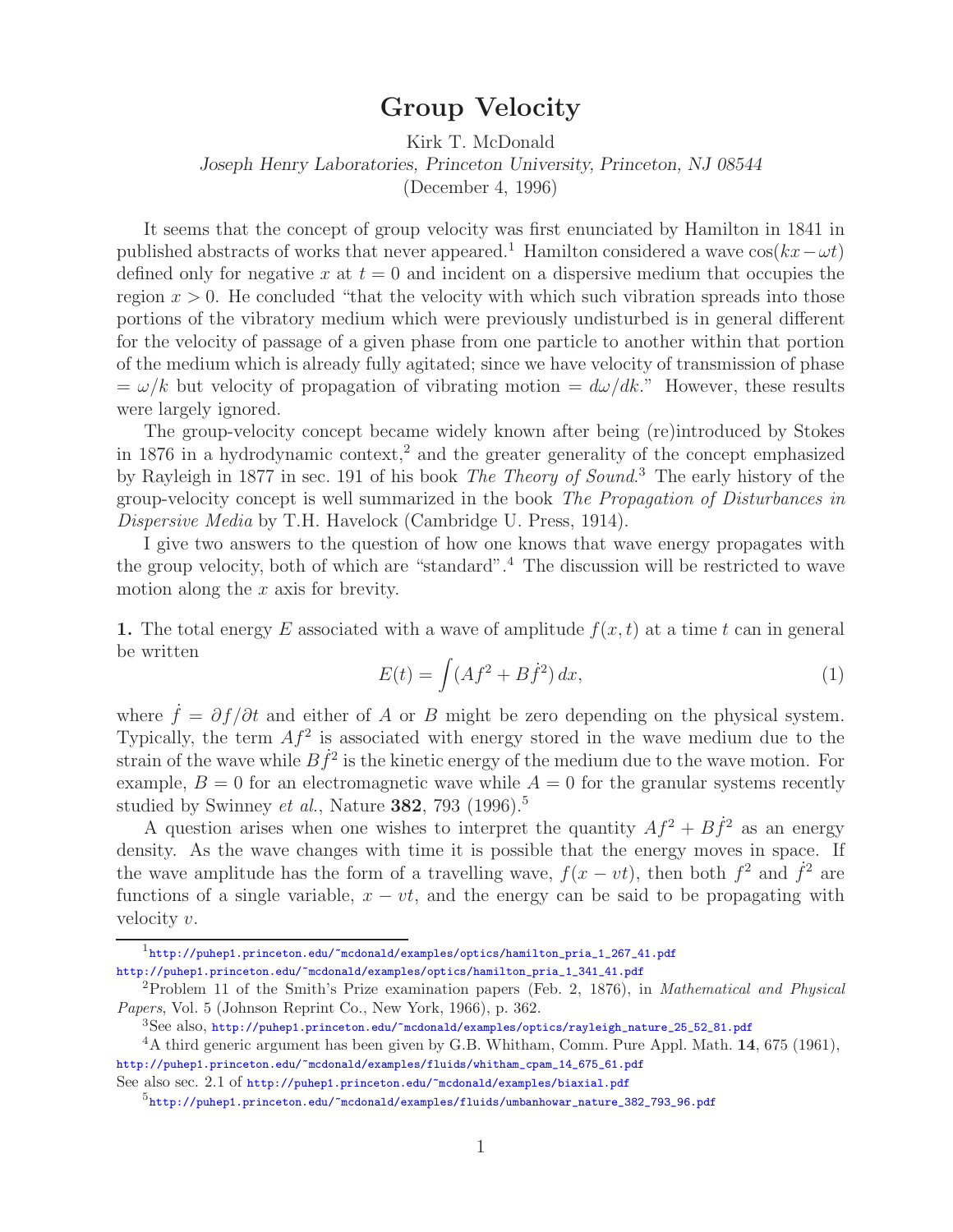# Group Velocity

Kirk T. McDonald
*Joseph Henry Laboratories, Princeton University, Princeton, NJ 08544*
(December 4, 1996)

It seems that the concept of group velocity was first enunciated by Hamilton in 1841 in published abstracts of works that never appeared.[1] Hamilton considered a wave $\cos(kx - \omega t)$ defined only for negative $x$ at $t = 0$ and incident on a dispersive medium that occupies the region $x > 0$. He concluded "that the velocity with which such vibration spreads into those portions of the vibratory medium which were previously undisturbed is in general different for the velocity of passage of a given phase from one particle to another within that portion of the medium which is already fully agitated; since we have velocity of transmission of phase $= \omega/k$ but velocity of propagation of vibrating motion $= d\omega/dk$." However, these results were largely ignored.

The group-velocity concept became widely known after being (re)introduced by Stokes in 1876 in a hydrodynamic context,[2] and the greater generality of the concept emphasized by Rayleigh in 1877 in sec. 191 of his book *The Theory of Sound*.[3] The early history of the group-velocity concept is well summarized in the book *The Propagation of Disturbances in Dispersive Media* by T.H. Havelock (Cambridge U. Press, 1914).

I give two answers to the question of how one knows that wave energy propagates with the group velocity, both of which are "standard".[4] The discussion will be restricted to wave motion along the $x$ axis for brevity.

**1.** The total energy $E$ associated with a wave of amplitude $f(x,t)$ at a time $t$ can in general be written

$$E(t) = \int (Af^2 + B\dot{f}^2)\, dx, \tag{1}$$

where $\dot{f} = \partial f/\partial t$ and either of $A$ or $B$ might be zero depending on the physical system. Typically, the term $Af^2$ is associated with energy stored in the wave medium due to the strain of the wave while $B\dot{f}^2$ is the kinetic energy of the medium due to the wave motion. For example, $B = 0$ for an electromagnetic wave while $A = 0$ for the granular systems recently studied by Swinney *et al.*, Nature **382**, 793 (1996).[5]

A question arises when one wishes to interpret the quantity $Af^2 + B\dot{f}^2$ as an energy density. As the wave changes with time it is possible that the energy moves in space. If the wave amplitude has the form of a travelling wave, $f(x - vt)$, then both $f^2$ and $\dot{f}^2$ are functions of a single variable, $x - vt$, and the energy can be said to be propagating with velocity $v$.

---

[1] http://puhep1.princeton.edu/~mcdonald/examples/optics/hamilton_pria_1_267_41.pdf
http://puhep1.princeton.edu/~mcdonald/examples/optics/hamilton_pria_1_341_41.pdf

[2] Problem 11 of the Smith's Prize examination papers (Feb. 2, 1876), in *Mathematical and Physical Papers*, Vol. 5 (Johnson Reprint Co., New York, 1966), p. 362.

[3] See also, http://puhep1.princeton.edu/~mcdonald/examples/optics/rayleigh_nature_25_52_81.pdf

[4] A third generic argument has been given by G.B. Whitham, Comm. Pure Appl. Math. **14**, 675 (1961), http://puhep1.princeton.edu/~mcdonald/examples/fluids/whitham_cpam_14_675_61.pdf
See also sec. 2.1 of http://puhep1.princeton.edu/~mcdonald/examples/biaxial.pdf

[5] http://puhep1.princeton.edu/~mcdonald/examples/fluids/umbanhowar_nature_382_793_96.pdf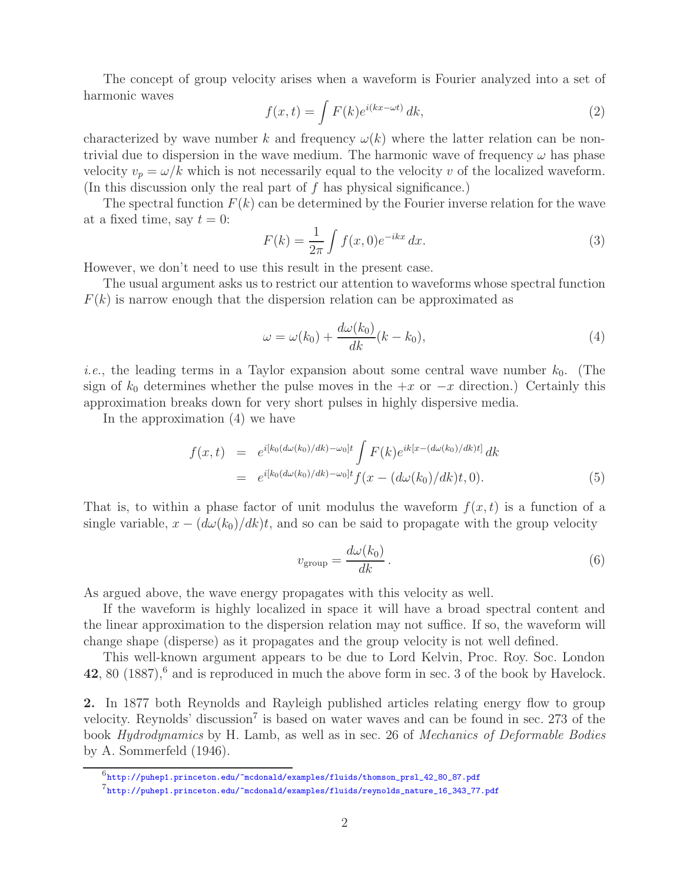The concept of group velocity arises when a waveform is Fourier analyzed into a set of harmonic waves

$$f(x,t) = \int F(k) e^{i(kx - \omega t)}\, dk, \tag{2}$$

characterized by wave number $k$ and frequency $\omega(k)$ where the latter relation can be nontrivial due to dispersion in the wave medium. The harmonic wave of frequency $\omega$ has phase velocity $v_p = \omega/k$ which is not necessarily equal to the velocity $v$ of the localized waveform. (In this discussion only the real part of $f$ has physical significance.)

The spectral function $F(k)$ can be determined by the Fourier inverse relation for the wave at a fixed time, say $t = 0$:

$$F(k) = \frac{1}{2\pi} \int f(x,0) e^{-ikx}\, dx. \tag{3}$$

However, we don't need to use this result in the present case.

The usual argument asks us to restrict our attention to waveforms whose spectral function $F(k)$ is narrow enough that the dispersion relation can be approximated as

$$\omega = \omega(k_0) + \frac{d\omega(k_0)}{dk}(k - k_0), \tag{4}$$

*i.e.*, the leading terms in a Taylor expansion about some central wave number $k_0$. (The sign of $k_0$ determines whether the pulse moves in the $+x$ or $-x$ direction.) Certainly this approximation breaks down for very short pulses in highly dispersive media.

In the approximation (4) we have

$$\begin{aligned} f(x,t) &= e^{i[k_0(d\omega(k_0)/dk) - \omega_0]t} \int F(k) e^{ik[x - (d\omega(k_0)/dk)t]}\, dk \\ &= e^{i[k_0(d\omega(k_0)/dk) - \omega_0]t} f(x - (d\omega(k_0)/dk)t, 0). \end{aligned} \tag{5}$$

That is, to within a phase factor of unit modulus the waveform $f(x,t)$ is a function of a single variable, $x - (d\omega(k_0)/dk)t$, and so can be said to propagate with the group velocity

$$v_{\text{group}} = \frac{d\omega(k_0)}{dk}. \tag{6}$$

As argued above, the wave energy propagates with this velocity as well.

If the waveform is highly localized in space it will have a broad spectral content and the linear approximation to the dispersion relation may not suffice. If so, the waveform will change shape (disperse) as it propagates and the group velocity is not well defined.

This well-known argument appears to be due to Lord Kelvin, Proc. Roy. Soc. London **42**, 80 (1887),[6] and is reproduced in much the above form in sec. 3 of the book by Havelock.

**2.** In 1877 both Reynolds and Rayleigh published articles relating energy flow to group velocity. Reynolds' discussion[7] is based on water waves and can be found in sec. 273 of the book *Hydrodynamics* by H. Lamb, as well as in sec. 26 of *Mechanics of Deformable Bodies* by A. Sommerfeld (1946).

---

[6] http://puhep1.princeton.edu/~mcdonald/examples/fluids/thomson_prsl_42_80_87.pdf

[7] http://puhep1.princeton.edu/~mcdonald/examples/fluids/reynolds_nature_16_343_77.pdf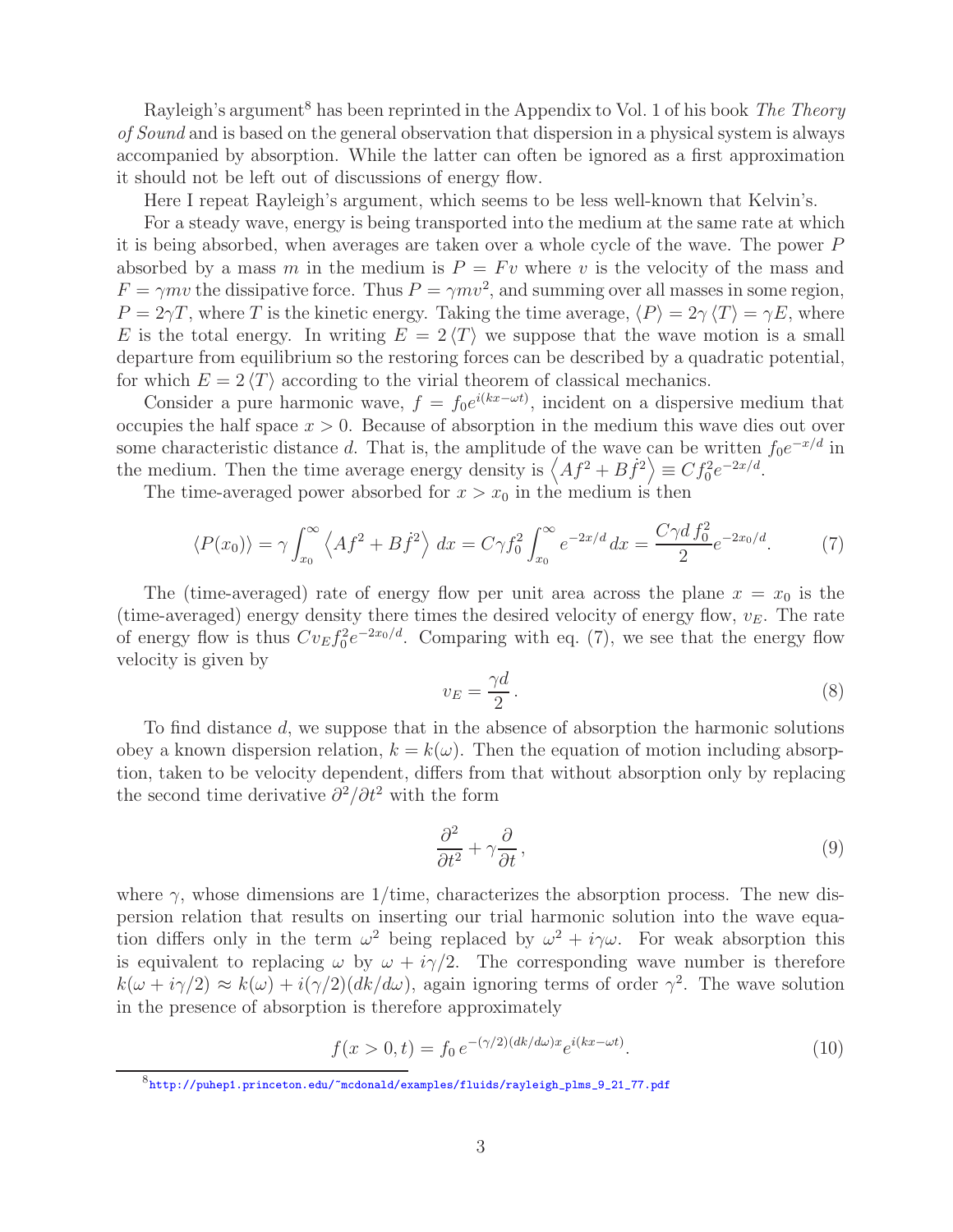Rayleigh's argument[8] has been reprinted in the Appendix to Vol. 1 of his book *The Theory of Sound* and is based on the general observation that dispersion in a physical system is always accompanied by absorption. While the latter can often be ignored as a first approximation it should not be left out of discussions of energy flow.

Here I repeat Rayleigh's argument, which seems to be less well-known that Kelvin's.

For a steady wave, energy is being transported into the medium at the same rate at which it is being absorbed, when averages are taken over a whole cycle of the wave. The power $P$ absorbed by a mass $m$ in the medium is $P = Fv$ where $v$ is the velocity of the mass and $F = \gamma m v$ the dissipative force. Thus $P = \gamma m v^2$, and summing over all masses in some region, $P = 2\gamma T$, where $T$ is the kinetic energy. Taking the time average, $\langle P \rangle = 2\gamma \langle T \rangle = \gamma E$, where $E$ is the total energy. In writing $E = 2\langle T \rangle$ we suppose that the wave motion is a small departure from equilibrium so the restoring forces can be described by a quadratic potential, for which $E = 2\langle T \rangle$ according to the virial theorem of classical mechanics.

Consider a pure harmonic wave, $f = f_0 e^{i(kx-\omega t)}$, incident on a dispersive medium that occupies the half space $x > 0$. Because of absorption in the medium this wave dies out over some characteristic distance $d$. That is, the amplitude of the wave can be written $f_0 e^{-x/d}$ in the medium. Then the time average energy density is $\left\langle Af^2 + B\dot{f}^2 \right\rangle \equiv C f_0^2 e^{-2x/d}$.

The time-averaged power absorbed for $x > x_0$ in the medium is then

$$\langle P(x_0) \rangle = \gamma \int_{x_0}^{\infty} \left\langle Af^2 + B\dot{f}^2 \right\rangle dx = C\gamma f_0^2 \int_{x_0}^{\infty} e^{-2x/d}\, dx = \frac{C\gamma d\, f_0^2}{2} e^{-2x_0/d}. \tag{7}$$

The (time-averaged) rate of energy flow per unit area across the plane $x = x_0$ is the (time-averaged) energy density there times the desired velocity of energy flow, $v_E$. The rate of energy flow is thus $C v_E f_0^2 e^{-2x_0/d}$. Comparing with eq. (7), we see that the energy flow velocity is given by

$$v_E = \frac{\gamma d}{2}\,. \tag{8}$$

To find distance $d$, we suppose that in the absence of absorption the harmonic solutions obey a known dispersion relation, $k = k(\omega)$. Then the equation of motion including absorption, taken to be velocity dependent, differs from that without absorption only by replacing the second time derivative $\partial^2/\partial t^2$ with the form

$$\frac{\partial^2}{\partial t^2} + \gamma \frac{\partial}{\partial t}\,, \tag{9}$$

where $\gamma$, whose dimensions are 1/time, characterizes the absorption process. The new dispersion relation that results on inserting our trial harmonic solution into the wave equation differs only in the term $\omega^2$ being replaced by $\omega^2 + i\gamma\omega$. For weak absorption this is equivalent to replacing $\omega$ by $\omega + i\gamma/2$. The corresponding wave number is therefore $k(\omega + i\gamma/2) \approx k(\omega) + i(\gamma/2)(dk/d\omega)$, again ignoring terms of order $\gamma^2$. The wave solution in the presence of absorption is therefore approximately

$$f(x > 0, t) = f_0\, e^{-(\gamma/2)(dk/d\omega)x} e^{i(kx-\omega t)}. \tag{10}$$

[8] http://puhep1.princeton.edu/~mcdonald/examples/fluids/rayleigh_plms_9_21_77.pdf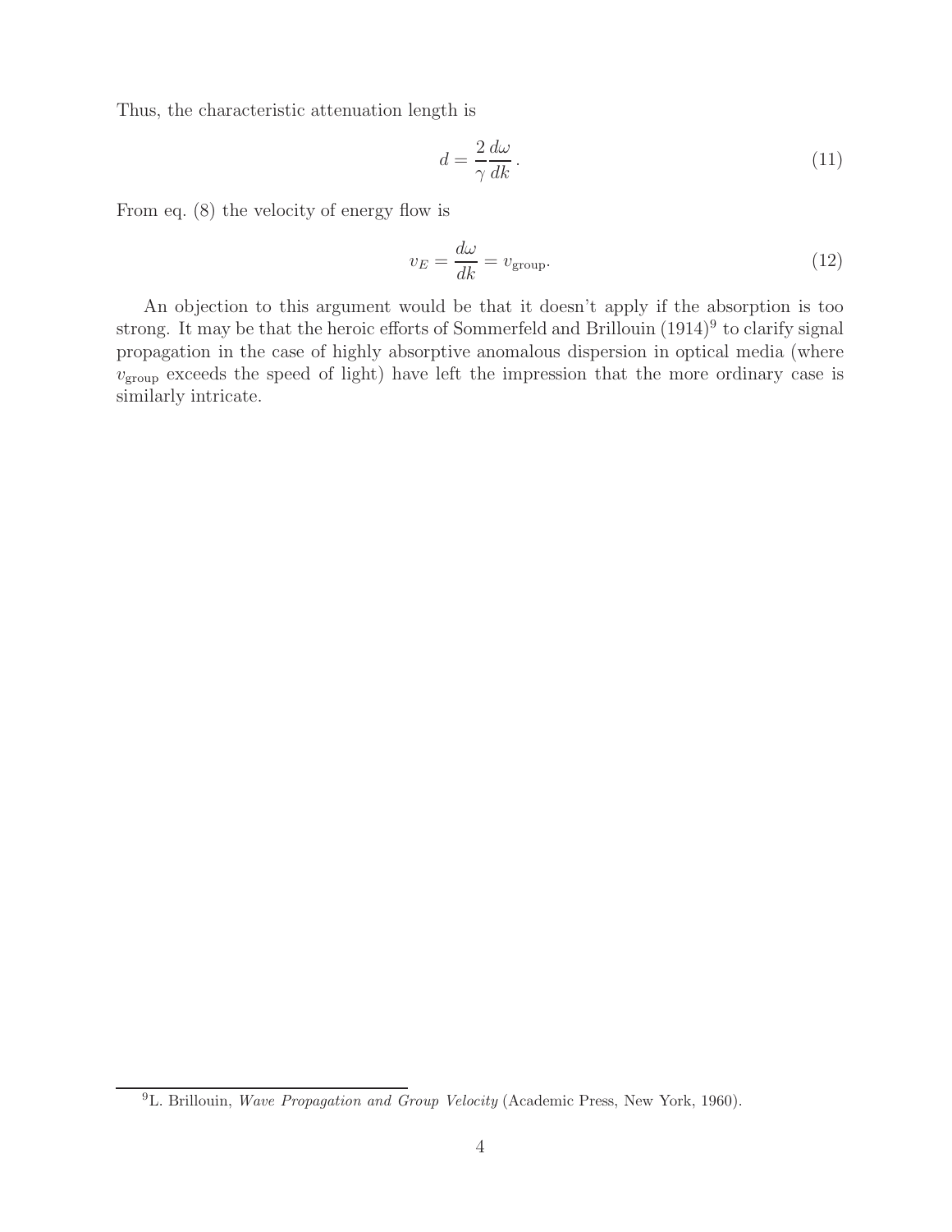Thus, the characteristic attenuation length is

$$d = \frac{2}{\gamma}\frac{d\omega}{dk}\,. \tag{11}$$

From eq. (8) the velocity of energy flow is

$$v_E = \frac{d\omega}{dk} = v_{\rm group}. \tag{12}$$

An objection to this argument would be that it doesn't apply if the absorption is too strong. It may be that the heroic efforts of Sommerfeld and Brillouin (1914)[9] to clarify signal propagation in the case of highly absorptive anomalous dispersion in optical media (where $v_{\rm group}$ exceeds the speed of light) have left the impression that the more ordinary case is similarly intricate.

[9] L. Brillouin, *Wave Propagation and Group Velocity* (Academic Press, New York, 1960).